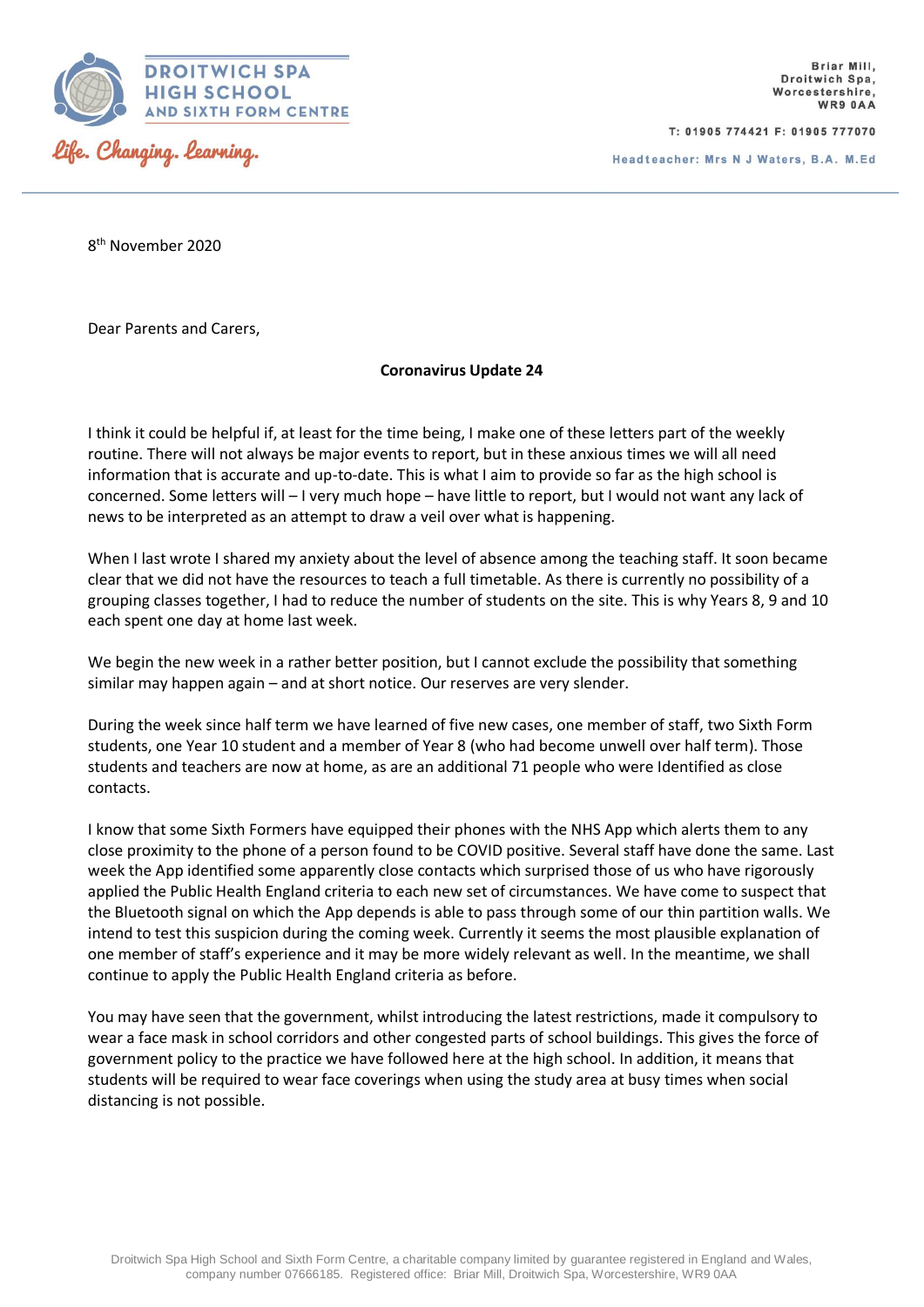DROITWICH SPA HIGH SCHOOL AND SIXTH FORM CENTRE

Life. Changing. Learning.

Briar Mill,
Droitwich Spa,
Worcestershire,
WR9 0AA

T: 01905 774421 F: 01905 777070

Headteacher: Mrs N J Waters, B.A. M.Ed

8th November 2020

Dear Parents and Carers,

**Coronavirus Update 24**

I think it could be helpful if, at least for the time being, I make one of these letters part of the weekly routine. There will not always be major events to report, but in these anxious times we will all need information that is accurate and up-to-date. This is what I aim to provide so far as the high school is concerned. Some letters will – I very much hope – have little to report, but I would not want any lack of news to be interpreted as an attempt to draw a veil over what is happening.

When I last wrote I shared my anxiety about the level of absence among the teaching staff. It soon became clear that we did not have the resources to teach a full timetable. As there is currently no possibility of a grouping classes together, I had to reduce the number of students on the site. This is why Years 8, 9 and 10 each spent one day at home last week.

We begin the new week in a rather better position, but I cannot exclude the possibility that something similar may happen again – and at short notice. Our reserves are very slender.

During the week since half term we have learned of five new cases, one member of staff, two Sixth Form students, one Year 10 student and a member of Year 8 (who had become unwell over half term). Those students and teachers are now at home, as are an additional 71 people who were Identified as close contacts.

I know that some Sixth Formers have equipped their phones with the NHS App which alerts them to any close proximity to the phone of a person found to be COVID positive. Several staff have done the same. Last week the App identified some apparently close contacts which surprised those of us who have rigorously applied the Public Health England criteria to each new set of circumstances. We have come to suspect that the Bluetooth signal on which the App depends is able to pass through some of our thin partition walls. We intend to test this suspicion during the coming week. Currently it seems the most plausible explanation of one member of staff's experience and it may be more widely relevant as well. In the meantime, we shall continue to apply the Public Health England criteria as before.

You may have seen that the government, whilst introducing the latest restrictions, made it compulsory to wear a face mask in school corridors and other congested parts of school buildings. This gives the force of government policy to the practice we have followed here at the high school. In addition, it means that students will be required to wear face coverings when using the study area at busy times when social distancing is not possible.

Droitwich Spa High School and Sixth Form Centre, a charitable company limited by guarantee registered in England and Wales, company number 07666185. Registered office: Briar Mill, Droitwich Spa, Worcestershire, WR9 0AA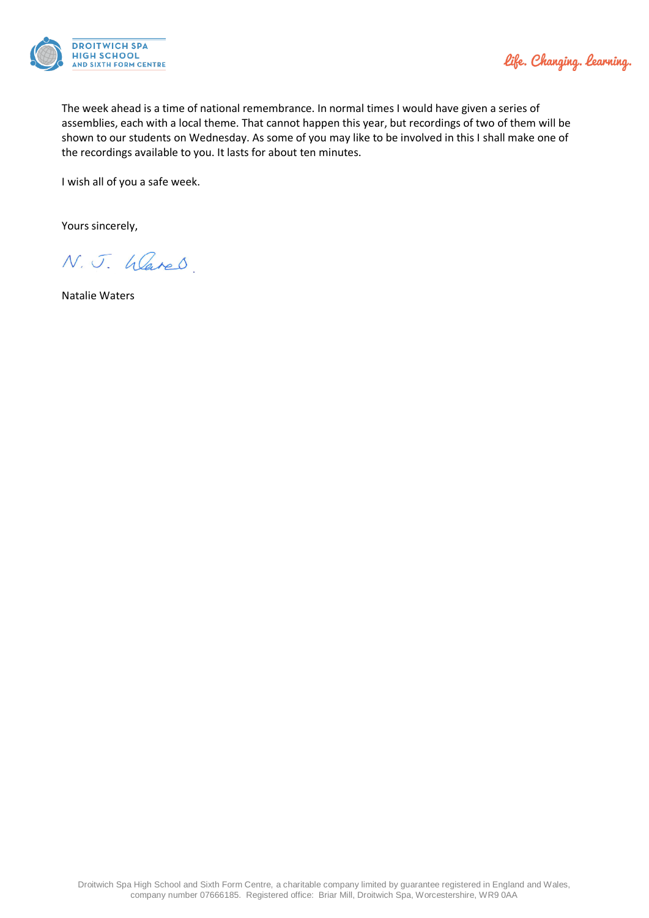The week ahead is a time of national remembrance. In normal times I would have given a series of assemblies, each with a local theme. That cannot happen this year, but recordings of two of them will be shown to our students on Wednesday. As some of you may like to be involved in this I shall make one of the recordings available to you. It lasts for about ten minutes.

I wish all of you a safe week.

Yours sincerely,

N. J. Waters

Natalie Waters